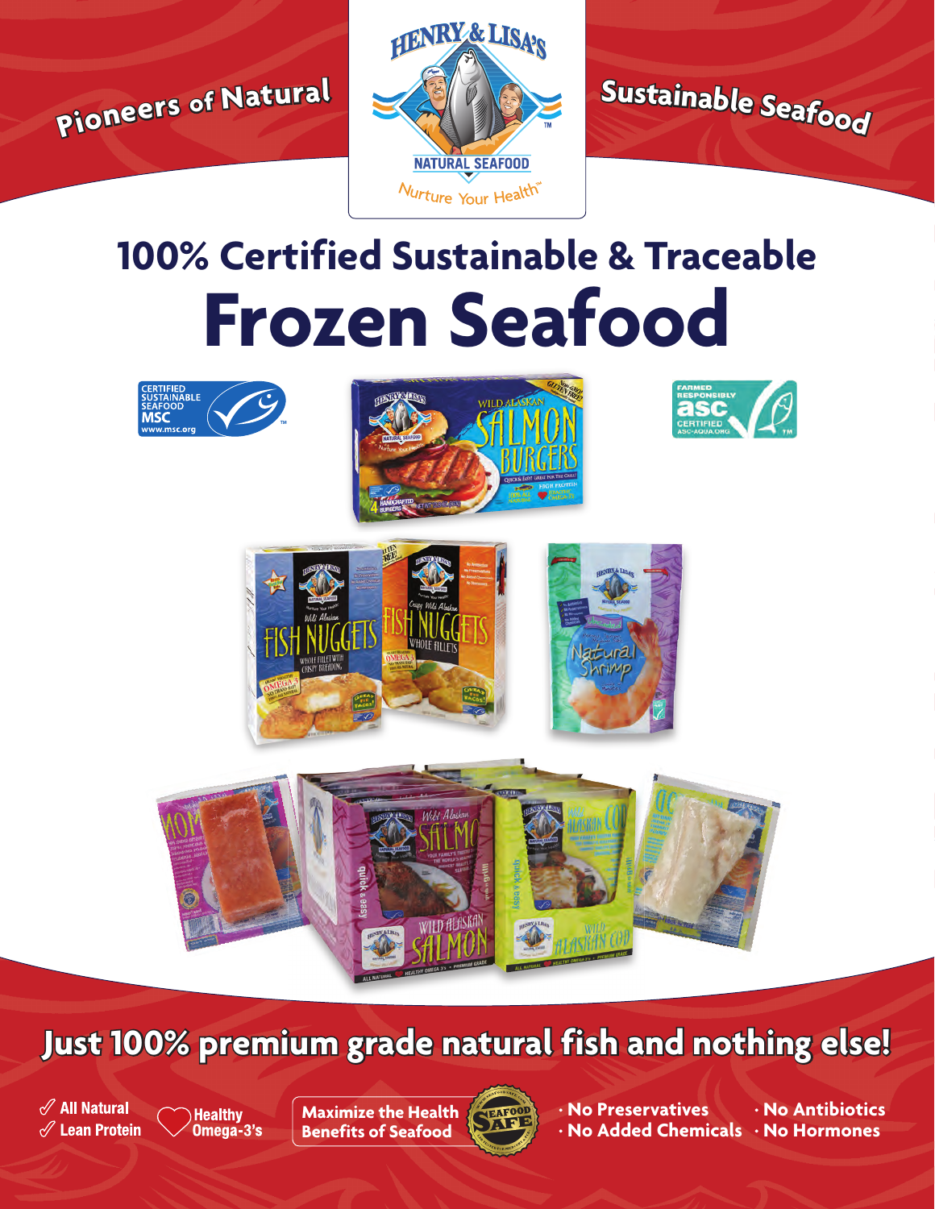Pioneers of Natural

HENRY & LISA'S

NATURAL SEAFOOD

Nurture Your Health™

Sustainable Seafood

## 100% Certified Sustainable & Traceable

# Frozen Seafood

CERTIFIED SUSTAINABLE SEAFOOD MSC www.msc.org

FARMED RESPONSIBLY asc CERTIFIED ASC-AQUA.ORG

## Just 100% premium grade natural fish and nothing else!

- All Natural
- Lean Protein

Healthy Omega-3's

**Maximize the Health Benefits of Seafood**

SEAFOOD SAFE

- No Preservatives
- No Added Chemicals
- No Antibiotics
- No Hormones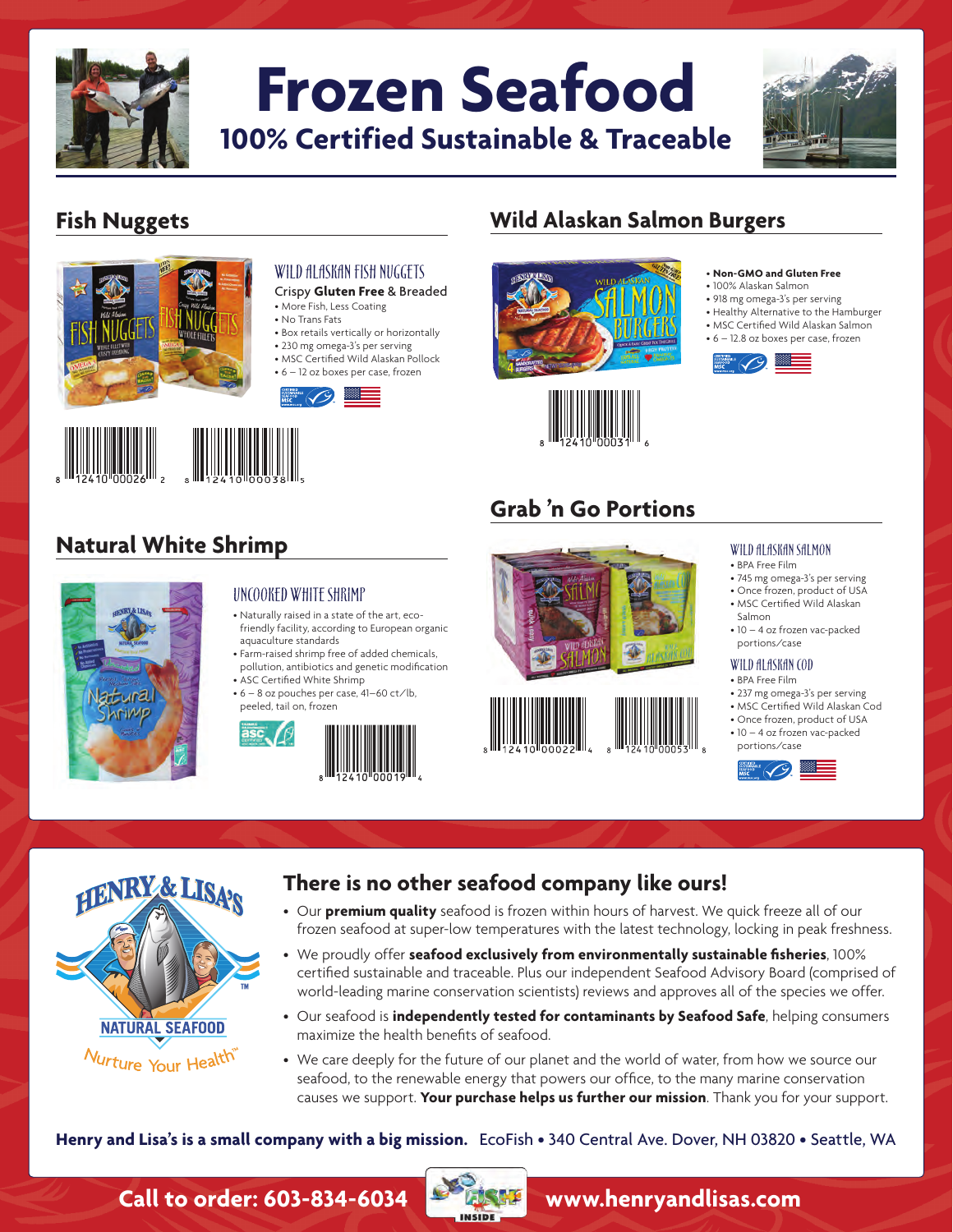# Frozen Seafood

## 100% Certified Sustainable & Traceable

## Fish Nuggets

### WILD ALASKAN FISH NUGGETS

Crispy **Gluten Free** & Breaded

- More Fish, Less Coating
- No Trans Fats
- Box retails vertically or horizontally
- 230 mg omega-3's per serving
- MSC Certified Wild Alaskan Pollock
- 6 – 12 oz boxes per case, frozen

8 12410 00026 2

8 12410 00038 5

## Wild Alaskan Salmon Burgers

- **Non-GMO and Gluten Free**
- 100% Alaskan Salmon
- 918 mg omega-3's per serving
- Healthy Alternative to the Hamburger
- MSC Certified Wild Alaskan Salmon
- 6 – 12.8 oz boxes per case, frozen

8 12410 00031 6

## Natural White Shrimp

### UNCOOKED WHITE SHRIMP

- Naturally raised in a state of the art, eco-friendly facility, according to European organic aquaculture standards
- Farm-raised shrimp free of added chemicals, pollution, antibiotics and genetic modification
- ASC Certified White Shrimp
- 6 – 8 oz pouches per case, 41–60 ct/lb, peeled, tail on, frozen

8 12410 00019 4

## Grab 'n Go Portions

### WILD ALASKAN SALMON

- BPA Free Film
- 745 mg omega-3's per serving
- Once frozen, product of USA
- MSC Certified Wild Alaskan Salmon
- 10 – 4 oz frozen vac-packed portions/case

### WILD ALASKAN COD

- BPA Free Film
- 237 mg omega-3's per serving
- MSC Certified Wild Alaskan Cod
- Once frozen, product of USA
- 10 – 4 oz frozen vac-packed portions/case

8 12410 00022 4

8 12410 00053 8

## There is no other seafood company like ours!

- Our **premium quality** seafood is frozen within hours of harvest. We quick freeze all of our frozen seafood at super-low temperatures with the latest technology, locking in peak freshness.
- We proudly offer **seafood exclusively from environmentally sustainable fisheries**, 100% certified sustainable and traceable. Plus our independent Seafood Advisory Board (comprised of world-leading marine conservation scientists) reviews and approves all of the species we offer.
- Our seafood is **independently tested for contaminants by Seafood Safe**, helping consumers maximize the health benefits of seafood.
- We care deeply for the future of our planet and the world of water, from how we source our seafood, to the renewable energy that powers our office, to the many marine conservation causes we support. **Your purchase helps us further our mission**. Thank you for your support.

HENRY & LISA'S NATURAL SEAFOOD — Nurture Your Health™

**Henry and Lisa's is a small company with a big mission.** EcoFish • 340 Central Ave. Dover, NH 03820 • Seattle, WA

**Call to order: 603-834-6034** **www.henryandlisas.com**